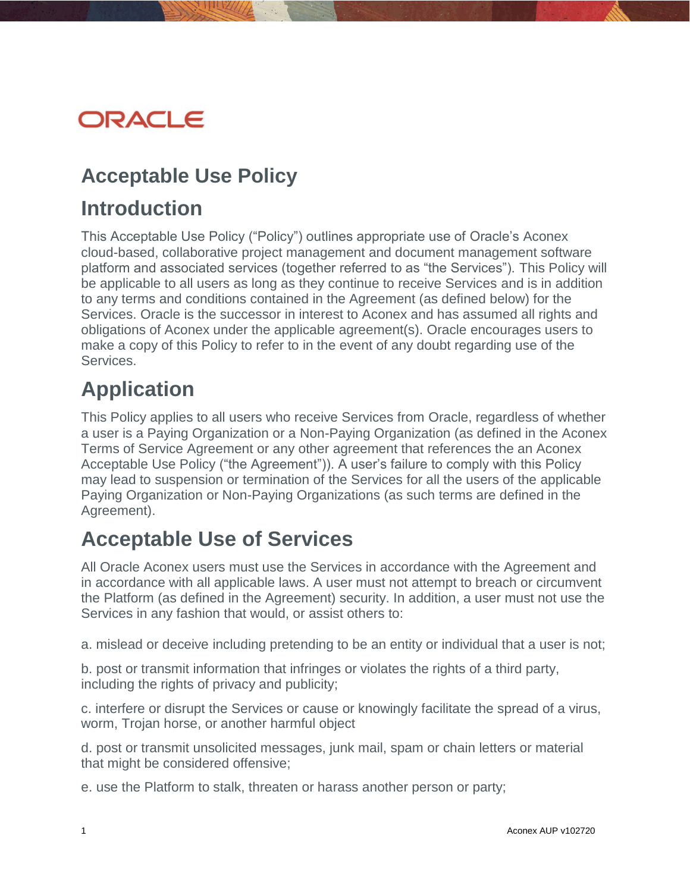ORACLE

# Acceptable Use Policy

## Introduction

This Acceptable Use Policy ("Policy") outlines appropriate use of Oracle's Aconex cloud-based, collaborative project management and document management software platform and associated services (together referred to as "the Services"). This Policy will be applicable to all users as long as they continue to receive Services and is in addition to any terms and conditions contained in the Agreement (as defined below) for the Services. Oracle is the successor in interest to Aconex and has assumed all rights and obligations of Aconex under the applicable agreement(s). Oracle encourages users to make a copy of this Policy to refer to in the event of any doubt regarding use of the Services.

## Application

This Policy applies to all users who receive Services from Oracle, regardless of whether a user is a Paying Organization or a Non-Paying Organization (as defined in the Aconex Terms of Service Agreement or any other agreement that references the an Aconex Acceptable Use Policy ("the Agreement")). A user's failure to comply with this Policy may lead to suspension or termination of the Services for all the users of the applicable Paying Organization or Non-Paying Organizations (as such terms are defined in the Agreement).

## Acceptable Use of Services

All Oracle Aconex users must use the Services in accordance with the Agreement and in accordance with all applicable laws. A user must not attempt to breach or circumvent the Platform (as defined in the Agreement) security. In addition, a user must not use the Services in any fashion that would, or assist others to:

a. mislead or deceive including pretending to be an entity or individual that a user is not;

b. post or transmit information that infringes or violates the rights of a third party, including the rights of privacy and publicity;

c. interfere or disrupt the Services or cause or knowingly facilitate the spread of a virus, worm, Trojan horse, or another harmful object

d. post or transmit unsolicited messages, junk mail, spam or chain letters or material that might be considered offensive;

e. use the Platform to stalk, threaten or harass another person or party;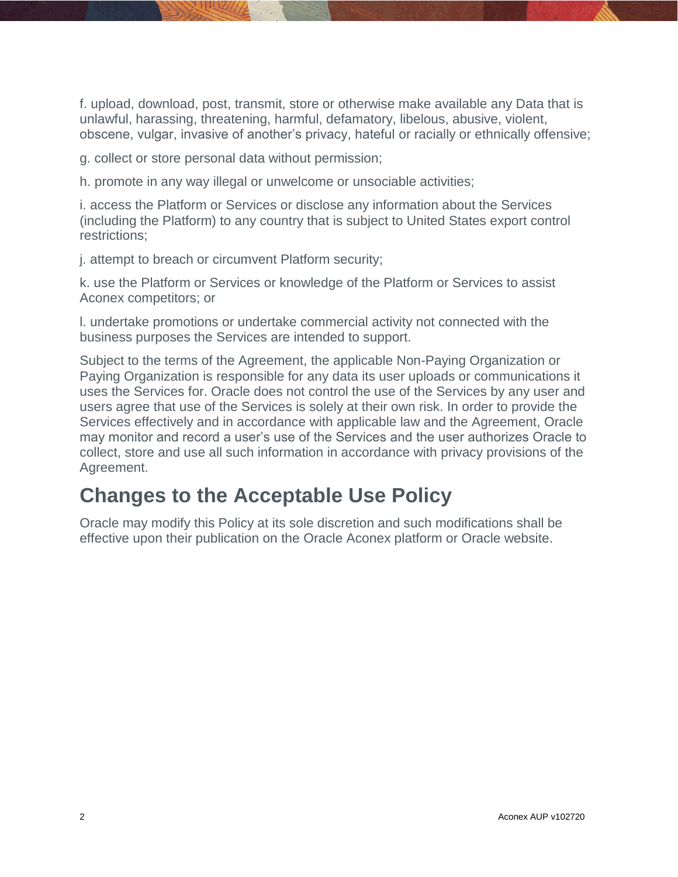f. upload, download, post, transmit, store or otherwise make available any Data that is unlawful, harassing, threatening, harmful, defamatory, libelous, abusive, violent, obscene, vulgar, invasive of another's privacy, hateful or racially or ethnically offensive;

g. collect or store personal data without permission;

h. promote in any way illegal or unwelcome or unsociable activities;

i. access the Platform or Services or disclose any information about the Services (including the Platform) to any country that is subject to United States export control restrictions;

j. attempt to breach or circumvent Platform security;

k. use the Platform or Services or knowledge of the Platform or Services to assist Aconex competitors; or

l. undertake promotions or undertake commercial activity not connected with the business purposes the Services are intended to support.

Subject to the terms of the Agreement, the applicable Non-Paying Organization or Paying Organization is responsible for any data its user uploads or communications it uses the Services for. Oracle does not control the use of the Services by any user and users agree that use of the Services is solely at their own risk. In order to provide the Services effectively and in accordance with applicable law and the Agreement, Oracle may monitor and record a user's use of the Services and the user authorizes Oracle to collect, store and use all such information in accordance with privacy provisions of the Agreement.

## Changes to the Acceptable Use Policy

Oracle may modify this Policy at its sole discretion and such modifications shall be effective upon their publication on the Oracle Aconex platform or Oracle website.